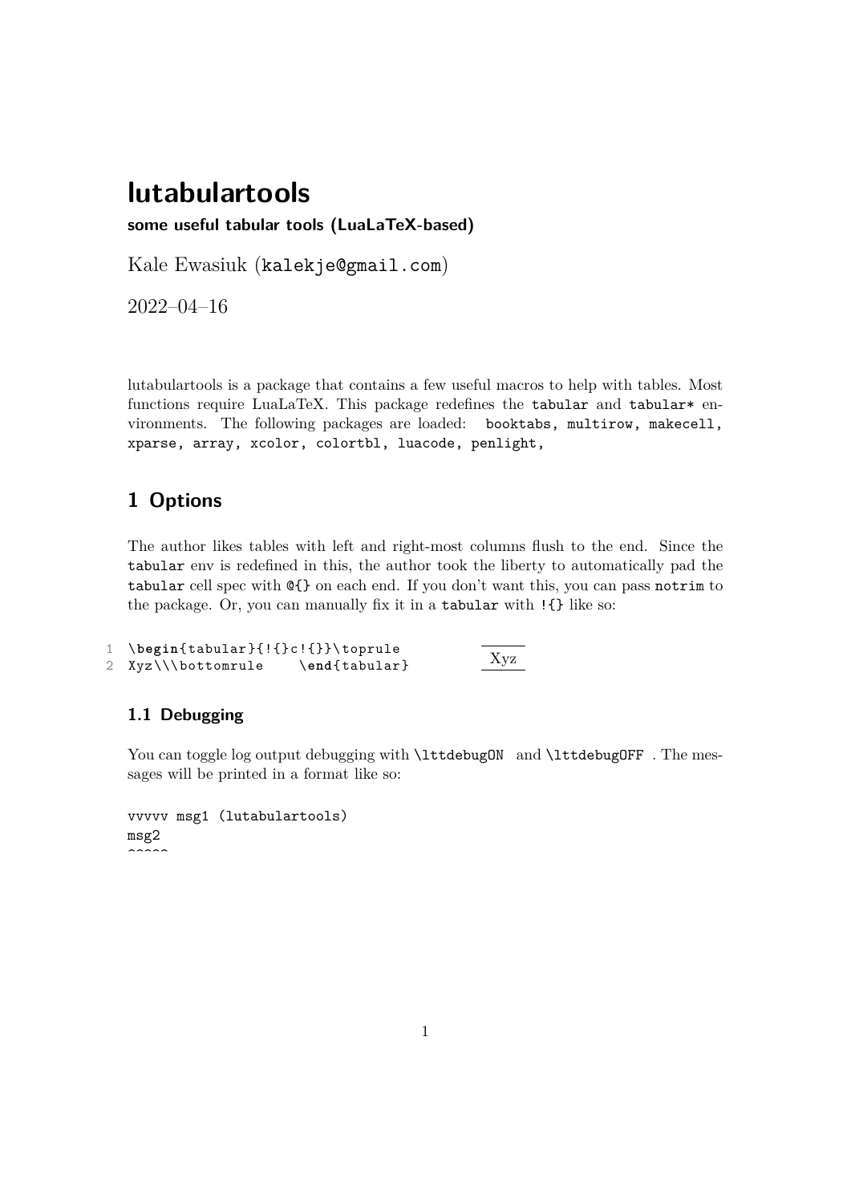# lutabulartools

**some useful tabular tools (LuaLaTeX-based)**

Kale Ewasiuk (kalekje@gmail.com)

2022–04–16

lutabulartools is a package that contains a few useful macros to help with tables. Most functions require LuaLaTeX. This package redefines the `tabular` and `tabular*` environments. The following packages are loaded: `booktabs, multirow, makecell, xparse, array, xcolor, colortbl, luacode, penlight,`

## 1 Options

The author likes tables with left and right-most columns flush to the end. Since the `tabular` env is redefined in this, the author took the liberty to automatically pad the `tabular` cell spec with `@{}` on each end. If you don't want this, you can pass `notrim` to the package. Or, you can manually fix it in a `tabular` with `!{}` like so:

```
\begin{tabular}{!{}c!{}}\toprule
Xyz\\\bottomrule    \end{tabular}
```

| Xyz |
|---|

### 1.1 Debugging

You can toggle log output debugging with `\lttdebugON` and `\lttdebugOFF`. The messages will be printed in a format like so:

```
vvvvv msg1 (lutabulartools)
msg2
^^^^^
```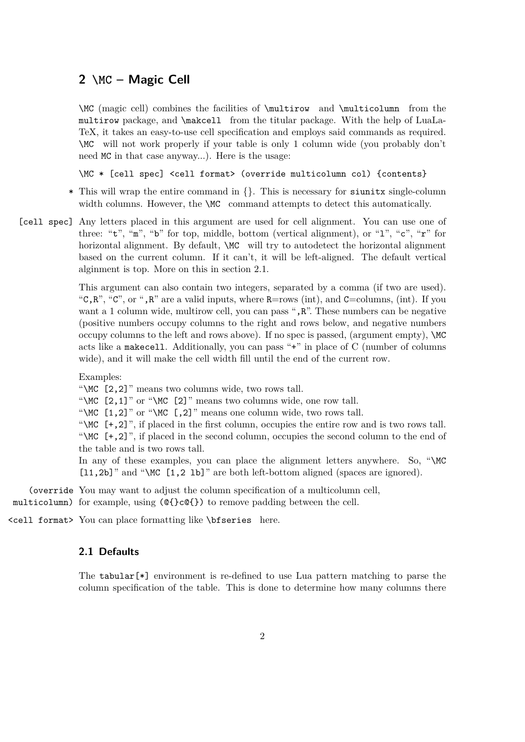## 2 `\MC` – Magic Cell

`\MC` (magic cell) combines the facilities of `\multirow` and `\multicolumn` from the `multirow` package, and `\makecell` from the titular package. With the help of LuaLaTeX, it takes an easy-to-use cell specification and employs said commands as required. `\MC` will not work properly if your table is only 1 column wide (you probably don't need `MC` in that case anyway...). Here is the usage:

```
\MC * [cell spec] <cell format> (override multicolumn col) {contents}
```

`*` This will wrap the entire command in {}. This is necessary for `siunitx` single-column width columns. However, the `\MC` command attempts to detect this automatically.

`[cell spec]` Any letters placed in this argument are used for cell alignment. You can use one of three: "`t`", "`m`", "`b`" for top, middle, bottom (vertical alignment), or "`l`", "`c`", "`r`" for horizontal alignment. By default, `\MC` will try to autodetect the horizontal alignment based on the current column. If it can't, it will be left-aligned. The default vertical alginment is top. More on this in section 2.1.

This argument can also contain two integers, separated by a comma (if two are used). "`C,R`", "`C`", or "`,R`" are a valid inputs, where `R`=rows (int), and `C`=columns, (int). If you want a 1 column wide, multirow cell, you can pass "`,R`". These numbers can be negative (positive numbers occupy columns to the right and rows below, and negative numbers occupy columns to the left and rows above). If no spec is passed, (argument empty), `\MC` acts like a `makecell`. Additionally, you can pass "`+`" in place of C (number of columns wide), and it will make the cell width fill until the end of the current row.

Examples:
"`\MC [2,2]`" means two columns wide, two rows tall.
"`\MC [2,1]`" or "`\MC [2]`" means two columns wide, one row tall.
"`\MC [1,2]`" or "`\MC [,2]`" means one column wide, two rows tall.
"`\MC [+,2]`", if placed in the first column, occupies the entire row and is two rows tall.
"`\MC [+,2]`", if placed in the second column, occupies the second column to the end of the table and is two rows tall.
In any of these examples, you can place the alignment letters anywhere. So, "`\MC [l1,2b]`" and "`\MC [1,2 lb]`" are both left-bottom aligned (spaces are ignored).

`(override multicolumn)` You may want to adjust the column specification of a multicolumn cell, for example, using `(@{}c@{})` to remove padding between the cell.

`<cell format>` You can place formatting like `\bfseries` here.

### 2.1 Defaults

The `tabular[*]` environment is re-defined to use Lua pattern matching to parse the column specification of the table. This is done to determine how many columns there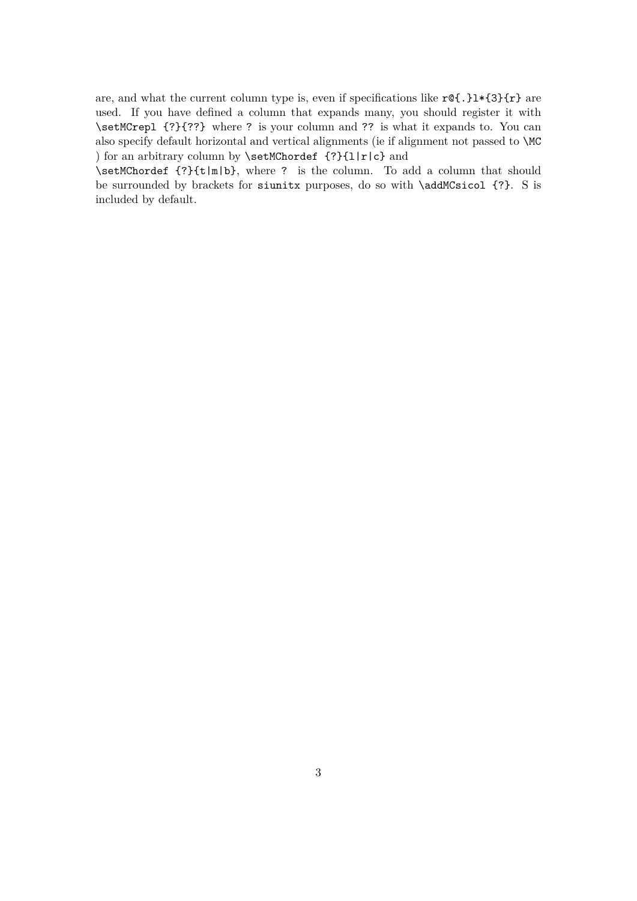are, and what the current column type is, even if specifications like `r@{.}l*{3}{r}` are used. If you have defined a column that expands many, you should register it with `\setMCrepl {?}{??}` where `?` is your column and `??` is what it expands to. You can also specify default horizontal and vertical alignments (ie if alignment not passed to `\MC` ) for an arbitrary column by `\setMChordef {?}{l|r|c}` and
`\setMChordef {?}{t|m|b}`, where `?` is the column. To add a column that should be surrounded by brackets for `siunitx` purposes, do so with `\addMCsicol {?}`. S is included by default.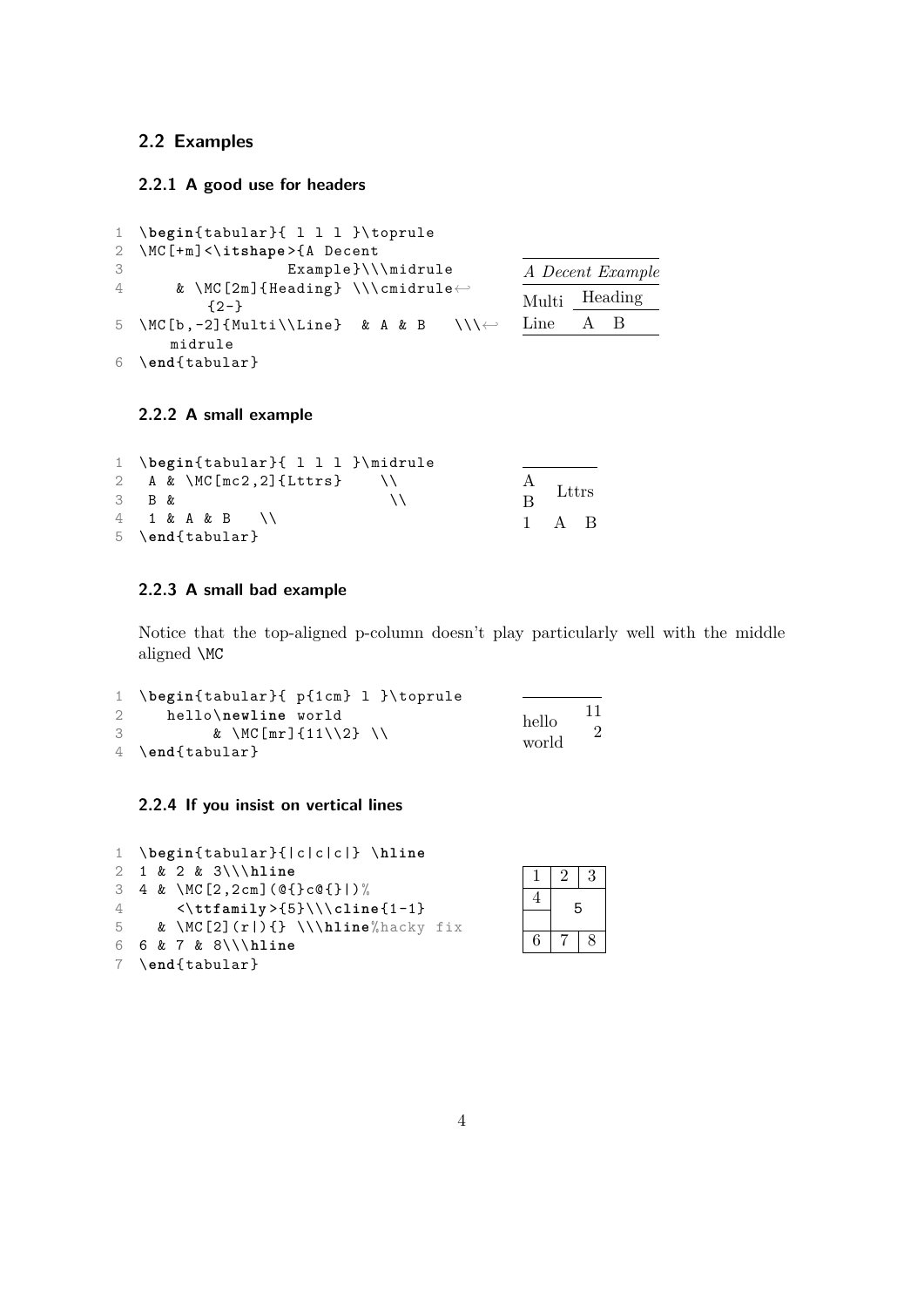## 2.2 Examples

### 2.2.1 A good use for headers

```
\begin{tabular}{ l l l }\toprule
\MC[+m]<\itshape>{A Decent
                 Example}\\\midrule
    & \MC[2m]{Heading} \\\cmidrule{2-}
\MC[b,-2]{Multi\\Line}  & A & B   \\\midrule
\end{tabular}
```

| *A Decent Example* | | |
|---|---|---|
| Multi | Heading | |
| Line | A | B |

### 2.2.2 A small example

```
\begin{tabular}{ l l l }\midrule
 A & \MC[mc2,2]{Lttrs}    \\
 B &                       \\
 1 & A & B   \\
\end{tabular}
```

| | | |
|---|---|---|
| A<br>B | Lttrs | |
| 1 | A | B |

### 2.2.3 A small bad example

Notice that the top-aligned p-column doesn't play particularly well with the middle aligned \MC

```
\begin{tabular}{ p{1cm} l }\toprule
   hello\newline world
        & \MC[mr]{11\\2} \\
\end{tabular}
```

| | |
|---|---|
| hello world | 11<br>2 |

### 2.2.4 If you insist on vertical lines

```
\begin{tabular}{|c|c|c|} \hline
1 & 2 & 3\\\hline
4 & \MC[2,2cm](@{}c@{}|)%
    <\ttfamily>{5}\\\cline{1-1}
  & \MC[2](r|){} \\\hline%hacky fix
6 & 7 & 8\\\hline
\end{tabular}
```

| 1 | 2 | 3 |
|---|---|---|
| 4 | 5 | |
| | | |
| 6 | 7 | 8 |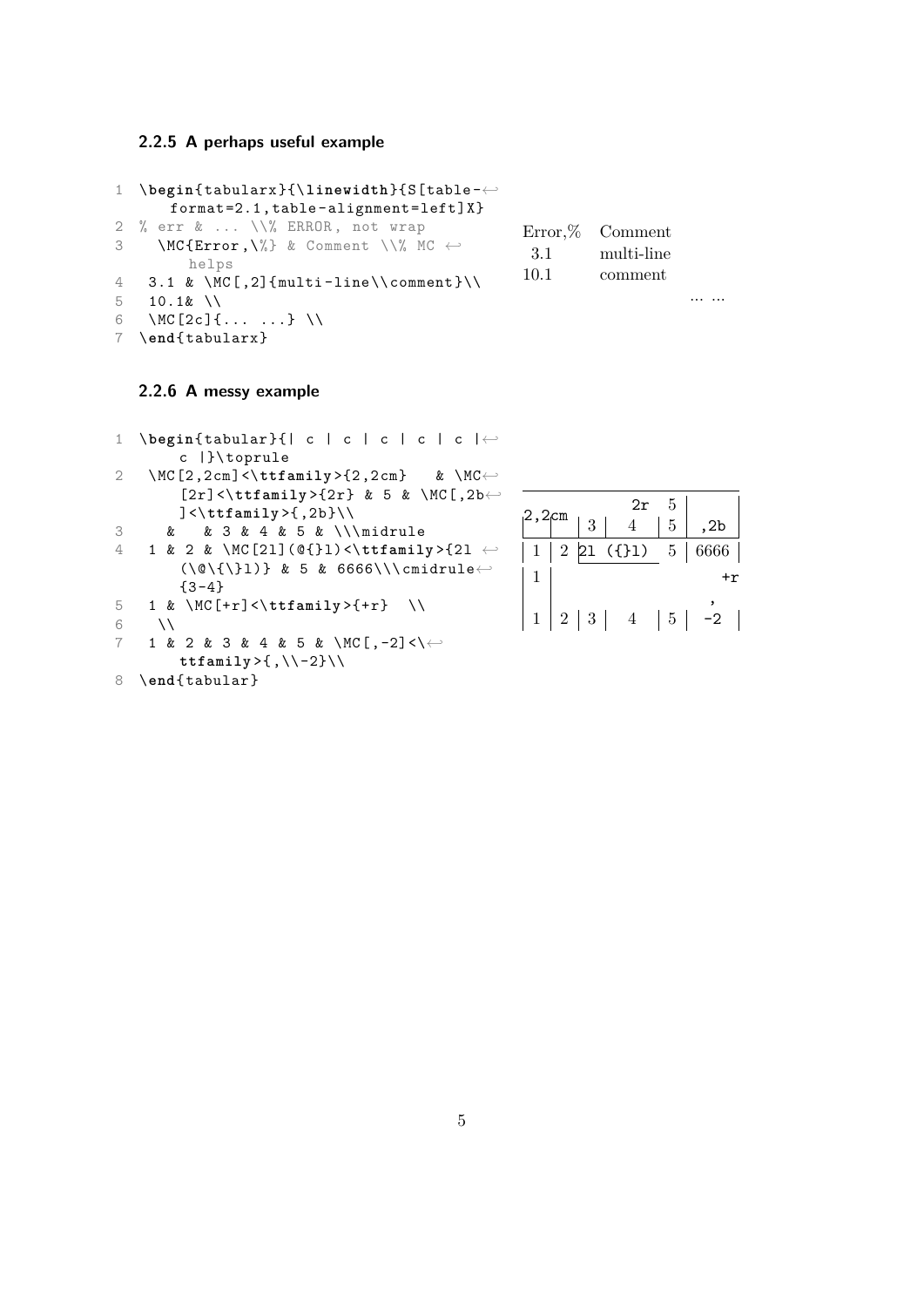### 2.2.5 A perhaps useful example

```
1  \begin{tabularx}{\linewidth}{S[table-format=2.1,table-alignment=left]X}
2  % err & ... \\% ERROR, not wrap
3    \MC{Error,\%} & Comment \\% MC helps
4   3.1 & \MC[,2]{multi-line\\comment}\\
5   10.1& \\
6   \MC[2c]{... ...} \\
7  \end{tabularx}
```

| Error,% | Comment |
|---|---|
| 3.1 | multi-line |
| 10.1 | comment |
| ... ... | |

### 2.2.6 A messy example

```
1  \begin{tabular}{| c | c | c | c | c | c |}\toprule
2   \MC[2,2cm]<\ttfamily>{2,2cm}   & \MC[2r]<\ttfamily>{2r} & 5 & \MC[,2b]<\ttfamily>{,2b}\\
3     &   & 3 & 4 & 5 & \\\midrule
4   1 & 2 & \MC[2l](@{}l)<\ttfamily>{2l (\@\{\}l)} & 5 & 6666\\\cmidrule{3-4}
5   1 & \MC[+r]<\ttfamily>{+r}  \\
6    \\
7   1 & 2 & 3 & 4 & 5 & \MC[,-2]<\ttfamily>{,\\-2}\\
8  \end{tabular}
```

| 2,2cm | | 2r | | 5 | |
|---|---|---|---|---|---|
| | | 3 | 4 | 5 | ,2b |
| 1 | 2 | 2l (\{}l) | | 5 | 6666 |
| 1 | | | | | +r |
| | | | | | , |
| 1 | 2 | 3 | 4 | 5 | -2 |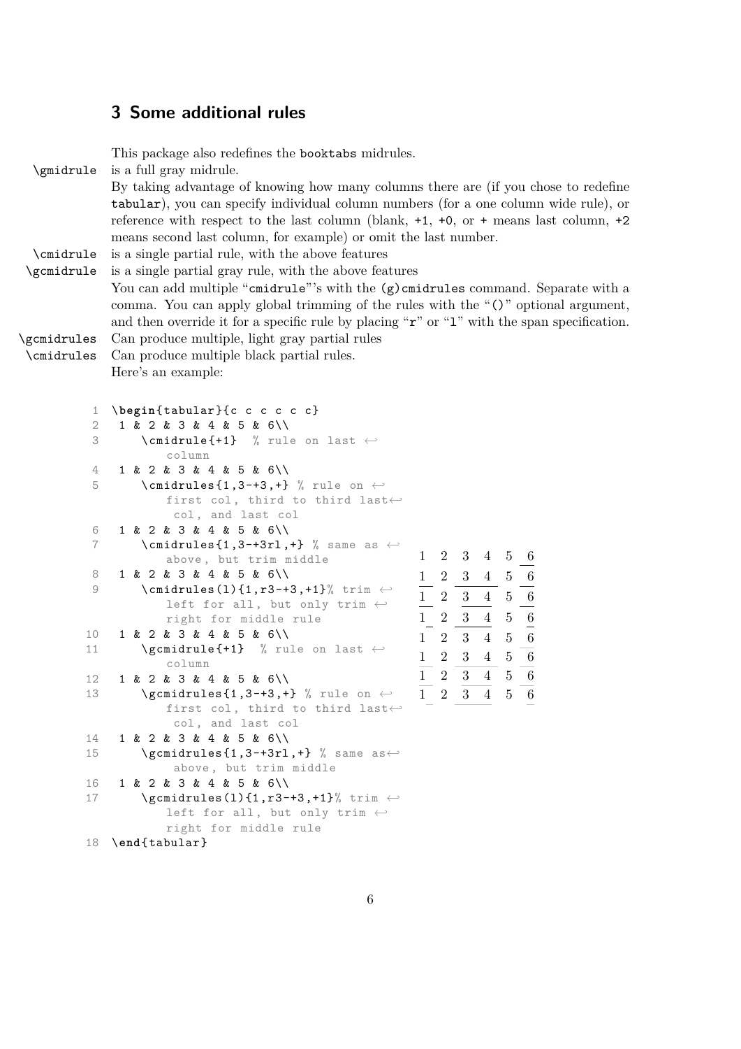## 3 Some additional rules

This package also redefines the `booktabs` midrules.

`\gmidrule` is a full gray midrule.

By taking advantage of knowing how many columns there are (if you chose to redefine `tabular`), you can specify individual column numbers (for a one column wide rule), or reference with respect to the last column (blank, `+1`, `+0`, or `+` means last column, `+2` means second last column, for example) or omit the last number.

`\cmidrule` is a single partial rule, with the above features

`\gcmidrule` is a single partial gray rule, with the above features

You can add multiple "`cmidrule`"'s with the `(g)cmidrules` command. Separate with a comma. You can apply global trimming of the rules with the "`()`" optional argument, and then override it for a specific rule by placing "`r`" or "`l`" with the span specification.

`\gcmidrules` Can produce multiple, light gray partial rules

`\cmidrules` Can produce multiple black partial rules.

Here's an example:

```
\begin{tabular}{c c c c c c}
 1 & 2 & 3 & 4 & 5 & 6\\
    \cmidrule{+1}  % rule on last column
 1 & 2 & 3 & 4 & 5 & 6\\
    \cmidrules{1,3-+3,+} % rule on first col, third to third last col, and last col
 1 & 2 & 3 & 4 & 5 & 6\\
    \cmidrules{1,3-+3rl,+} % same as above, but trim middle
 1 & 2 & 3 & 4 & 5 & 6\\
    \cmidrules(l){1,r3-+3,+1}% trim left for all, but only trim right for middle rule
 1 & 2 & 3 & 4 & 5 & 6\\
    \gcmidrule{+1}  % rule on last column
 1 & 2 & 3 & 4 & 5 & 6\\
    \gcmidrules{1,3-+3,+} % rule on first col, third to third last col, and last col
 1 & 2 & 3 & 4 & 5 & 6\\
    \gcmidrules{1,3-+3rl,+} % same as above, but trim middle
 1 & 2 & 3 & 4 & 5 & 6\\
    \gcmidrules(l){1,r3-+3,+1}% trim left for all, but only trim right for middle rule
\end{tabular}
```

| 1 | 2 | 3 | 4 | 5 | 6 |
|---|---|---|---|---|---|
| 1 | 2 | 3 | 4 | 5 | 6 |
| 1 | 2 | 3 | 4 | 5 | 6 |
| 1 | 2 | 3 | 4 | 5 | 6 |
| 1 | 2 | 3 | 4 | 5 | 6 |
| 1 | 2 | 3 | 4 | 5 | 6 |
| 1 | 2 | 3 | 4 | 5 | 6 |
| 1 | 2 | 3 | 4 | 5 | 6 |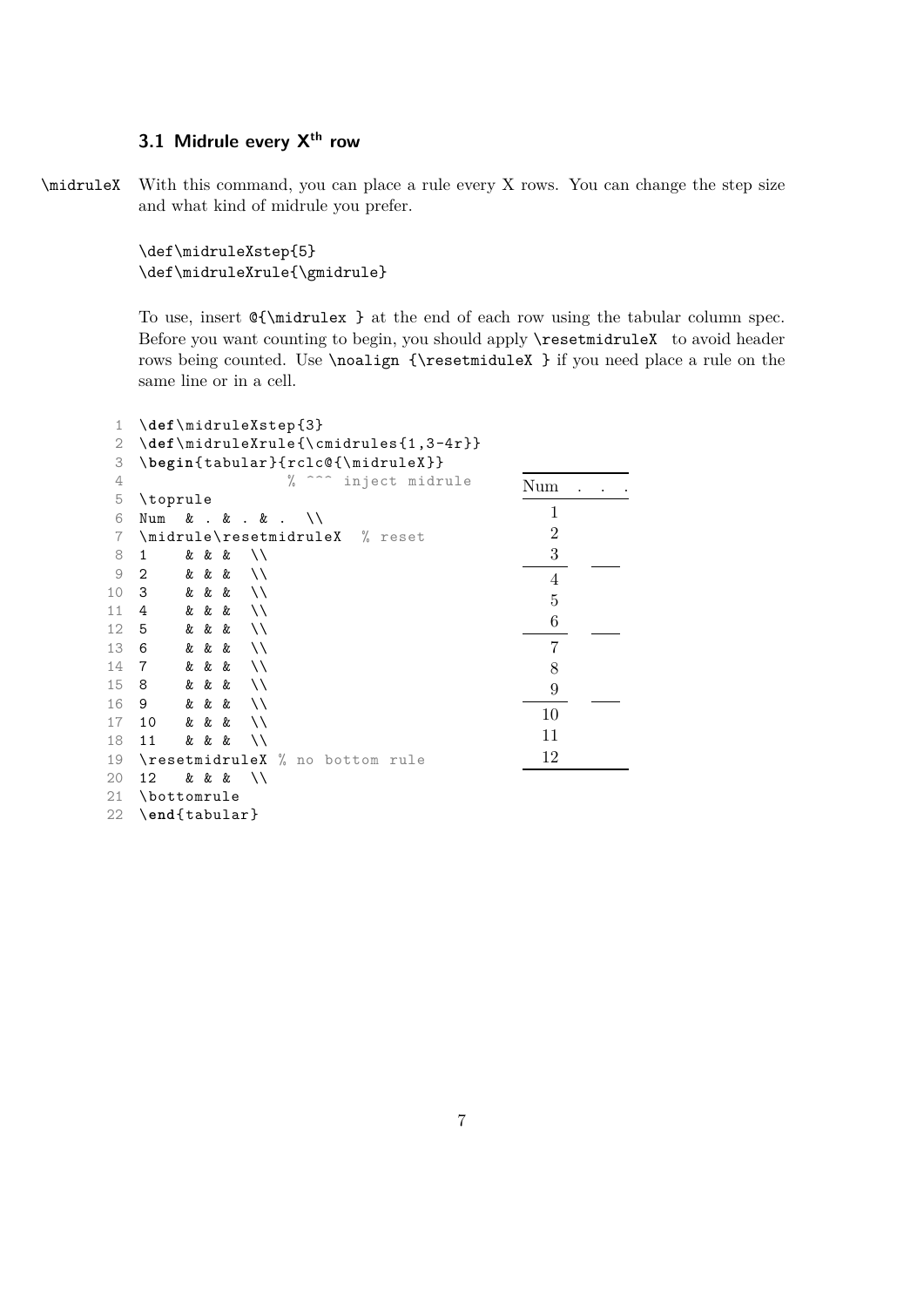### 3.1 Midrule every X^th row

\midruleX With this command, you can place a rule every X rows. You can change the step size and what kind of midrule you prefer.

```
\def\midruleXstep{5}
\def\midruleXrule{\gmidrule}
```

To use, insert `@{\midrulex }` at the end of each row using the tabular column spec. Before you want counting to begin, you should apply `\resetmidruleX` to avoid header rows being counted. Use `\noalign {\resetmiduleX }` if you need place a rule on the same line or in a cell.

```
1  \def\midruleXstep{3}
2  \def\midruleXrule{\cmidrules{1,3-4r}}
3  \begin{tabular}{rclc@{\midruleX}}
4                  % ^^^ inject midrule
5  \toprule
6  Num  & . & . & .  \\
7  \midrule\resetmidruleX  % reset
8  1    & & &  \\
9  2    & & &  \\
10 3    & & &  \\
11 4    & & &  \\
12 5    & & &  \\
13 6    & & &  \\
14 7    & & &  \\
15 8    & & &  \\
16 9    & & &  \\
17 10   & & &  \\
18 11   & & &  \\
19 \resetmidruleX % no bottom rule
20 12   & & &  \\
21 \bottomrule
22 \end{tabular}
```

| Num | . | . | . |
|---|---|---|---|
| 1 | | | |
| 2 | | | |
| 3 | | | |
| 4 | | | |
| 5 | | | |
| 6 | | | |
| 7 | | | |
| 8 | | | |
| 9 | | | |
| 10 | | | |
| 11 | | | |
| 12 | | | |